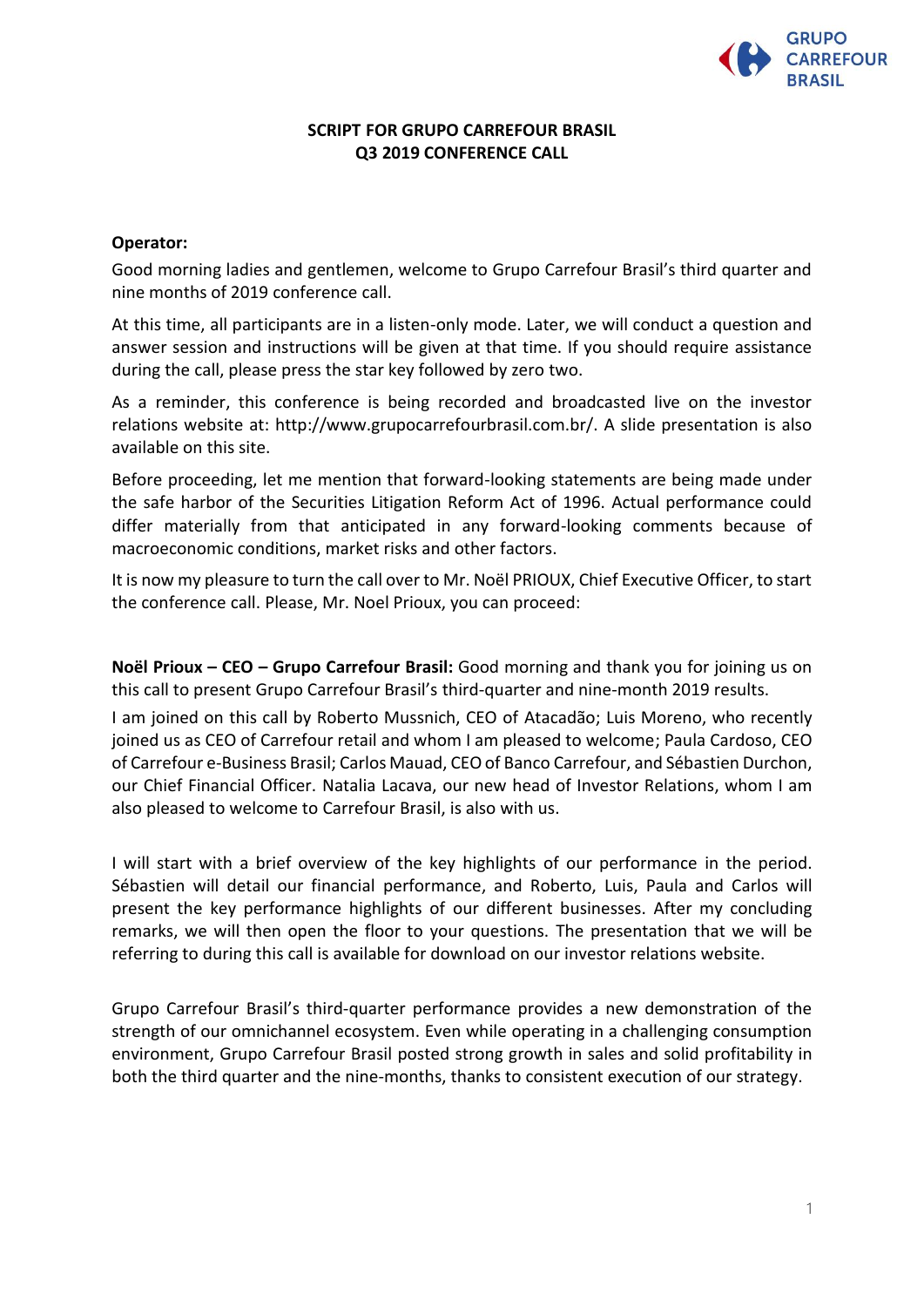# SCRIPT FOR GRUPO CARREFOUR BRASIL Q3 2019 CONFERENCE CALL

**Operator:**

Good morning ladies and gentlemen, welcome to Grupo Carrefour Brasil's third quarter and nine months of 2019 conference call.

At this time, all participants are in a listen-only mode. Later, we will conduct a question and answer session and instructions will be given at that time. If you should require assistance during the call, please press the star key followed by zero two.

As a reminder, this conference is being recorded and broadcasted live on the investor relations website at: http://www.grupocarrefourbrasil.com.br/. A slide presentation is also available on this site.

Before proceeding, let me mention that forward-looking statements are being made under the safe harbor of the Securities Litigation Reform Act of 1996. Actual performance could differ materially from that anticipated in any forward-looking comments because of macroeconomic conditions, market risks and other factors.

It is now my pleasure to turn the call over to Mr. Noël PRIOUX, Chief Executive Officer, to start the conference call. Please, Mr. Noel Prioux, you can proceed:

**Noël Prioux – CEO – Grupo Carrefour Brasil:** Good morning and thank you for joining us on this call to present Grupo Carrefour Brasil's third-quarter and nine-month 2019 results.

I am joined on this call by Roberto Mussnich, CEO of Atacadão; Luis Moreno, who recently joined us as CEO of Carrefour retail and whom I am pleased to welcome; Paula Cardoso, CEO of Carrefour e-Business Brasil; Carlos Mauad, CEO of Banco Carrefour, and Sébastien Durchon, our Chief Financial Officer. Natalia Lacava, our new head of Investor Relations, whom I am also pleased to welcome to Carrefour Brasil, is also with us.

I will start with a brief overview of the key highlights of our performance in the period. Sébastien will detail our financial performance, and Roberto, Luis, Paula and Carlos will present the key performance highlights of our different businesses. After my concluding remarks, we will then open the floor to your questions. The presentation that we will be referring to during this call is available for download on our investor relations website.

Grupo Carrefour Brasil's third-quarter performance provides a new demonstration of the strength of our omnichannel ecosystem. Even while operating in a challenging consumption environment, Grupo Carrefour Brasil posted strong growth in sales and solid profitability in both the third quarter and the nine-months, thanks to consistent execution of our strategy.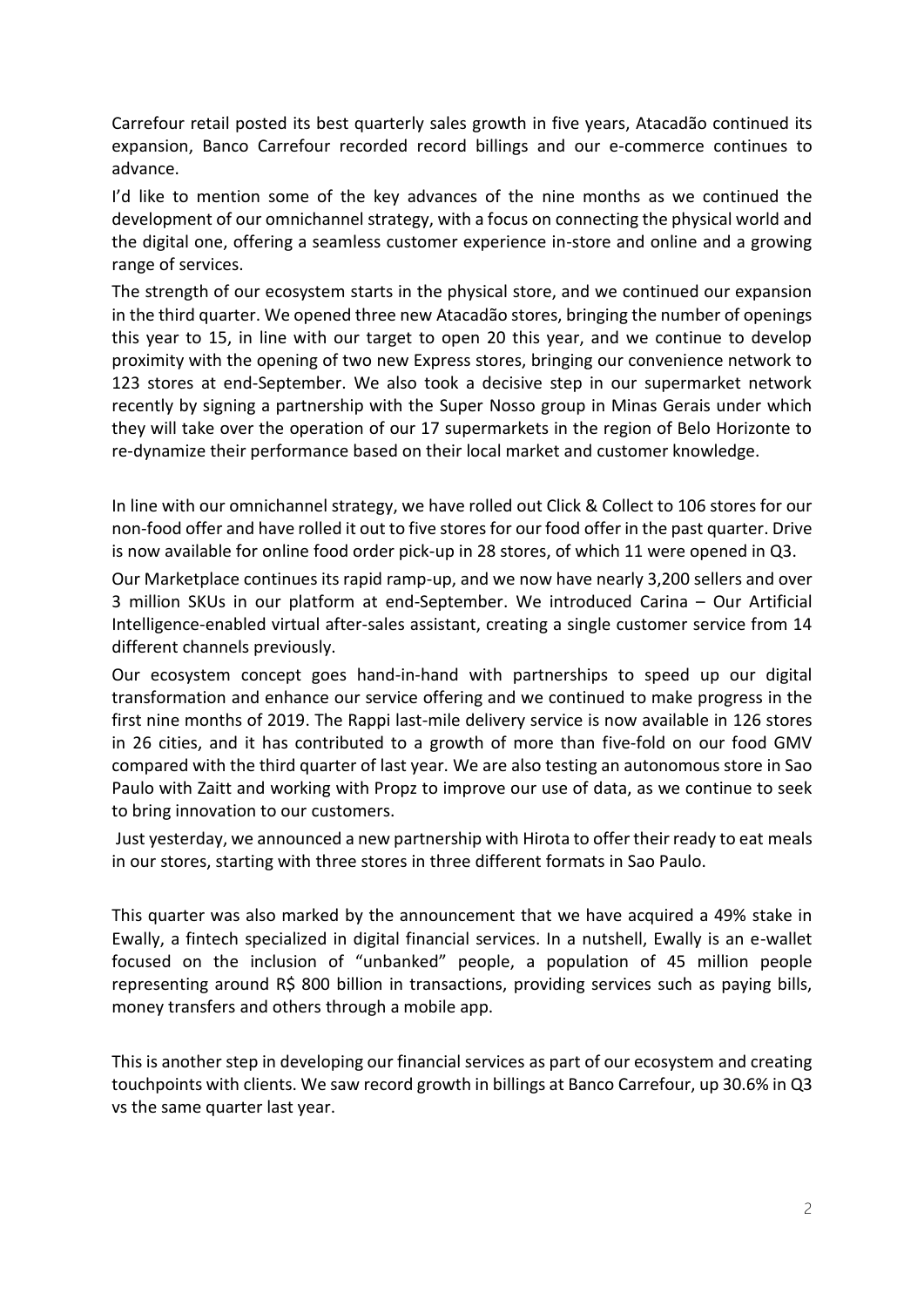Carrefour retail posted its best quarterly sales growth in five years, Atacadão continued its expansion, Banco Carrefour recorded record billings and our e-commerce continues to advance.

I'd like to mention some of the key advances of the nine months as we continued the development of our omnichannel strategy, with a focus on connecting the physical world and the digital one, offering a seamless customer experience in-store and online and a growing range of services.

The strength of our ecosystem starts in the physical store, and we continued our expansion in the third quarter. We opened three new Atacadão stores, bringing the number of openings this year to 15, in line with our target to open 20 this year, and we continue to develop proximity with the opening of two new Express stores, bringing our convenience network to 123 stores at end-September. We also took a decisive step in our supermarket network recently by signing a partnership with the Super Nosso group in Minas Gerais under which they will take over the operation of our 17 supermarkets in the region of Belo Horizonte to re-dynamize their performance based on their local market and customer knowledge.

In line with our omnichannel strategy, we have rolled out Click & Collect to 106 stores for our non-food offer and have rolled it out to five stores for our food offer in the past quarter. Drive is now available for online food order pick-up in 28 stores, of which 11 were opened in Q3.

Our Marketplace continues its rapid ramp-up, and we now have nearly 3,200 sellers and over 3 million SKUs in our platform at end-September. We introduced Carina – Our Artificial Intelligence-enabled virtual after-sales assistant, creating a single customer service from 14 different channels previously.

Our ecosystem concept goes hand-in-hand with partnerships to speed up our digital transformation and enhance our service offering and we continued to make progress in the first nine months of 2019. The Rappi last-mile delivery service is now available in 126 stores in 26 cities, and it has contributed to a growth of more than five-fold on our food GMV compared with the third quarter of last year. We are also testing an autonomous store in Sao Paulo with Zaitt and working with Propz to improve our use of data, as we continue to seek to bring innovation to our customers.

Just yesterday, we announced a new partnership with Hirota to offer their ready to eat meals in our stores, starting with three stores in three different formats in Sao Paulo.

This quarter was also marked by the announcement that we have acquired a 49% stake in Ewally, a fintech specialized in digital financial services. In a nutshell, Ewally is an e-wallet focused on the inclusion of "unbanked" people, a population of 45 million people representing around R$ 800 billion in transactions, providing services such as paying bills, money transfers and others through a mobile app.

This is another step in developing our financial services as part of our ecosystem and creating touchpoints with clients. We saw record growth in billings at Banco Carrefour, up 30.6% in Q3 vs the same quarter last year.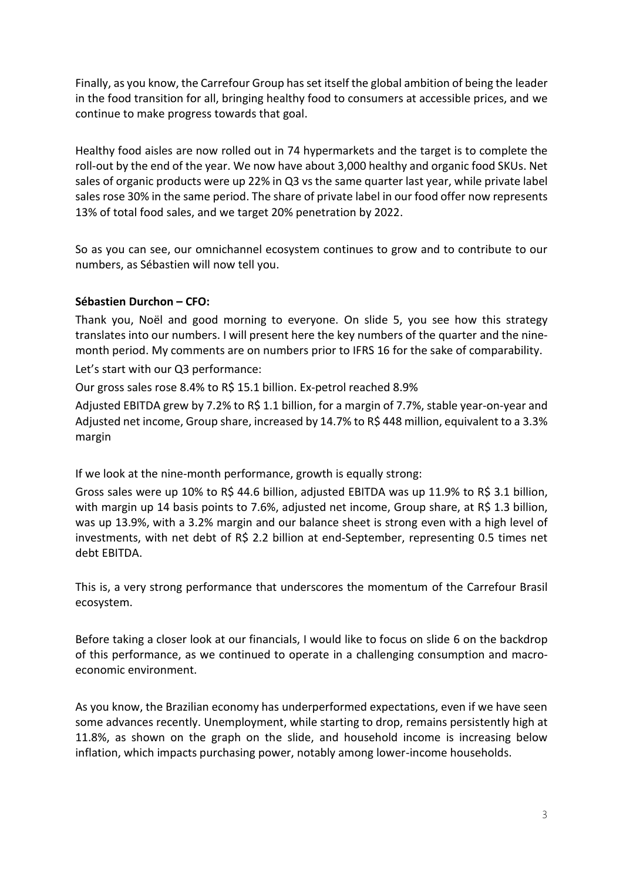Finally, as you know, the Carrefour Group has set itself the global ambition of being the leader in the food transition for all, bringing healthy food to consumers at accessible prices, and we continue to make progress towards that goal.

Healthy food aisles are now rolled out in 74 hypermarkets and the target is to complete the roll-out by the end of the year. We now have about 3,000 healthy and organic food SKUs. Net sales of organic products were up 22% in Q3 vs the same quarter last year, while private label sales rose 30% in the same period. The share of private label in our food offer now represents 13% of total food sales, and we target 20% penetration by 2022.

So as you can see, our omnichannel ecosystem continues to grow and to contribute to our numbers, as Sébastien will now tell you.

**Sébastien Durchon – CFO:**

Thank you, Noël and good morning to everyone. On slide 5, you see how this strategy translates into our numbers. I will present here the key numbers of the quarter and the nine-month period. My comments are on numbers prior to IFRS 16 for the sake of comparability.

Let's start with our Q3 performance:

Our gross sales rose 8.4% to R$ 15.1 billion. Ex-petrol reached 8.9%

Adjusted EBITDA grew by 7.2% to R$ 1.1 billion, for a margin of 7.7%, stable year-on-year and Adjusted net income, Group share, increased by 14.7% to R$ 448 million, equivalent to a 3.3% margin

If we look at the nine-month performance, growth is equally strong:

Gross sales were up 10% to R$ 44.6 billion, adjusted EBITDA was up 11.9% to R$ 3.1 billion, with margin up 14 basis points to 7.6%, adjusted net income, Group share, at R$ 1.3 billion, was up 13.9%, with a 3.2% margin and our balance sheet is strong even with a high level of investments, with net debt of R$ 2.2 billion at end-September, representing 0.5 times net debt EBITDA.

This is, a very strong performance that underscores the momentum of the Carrefour Brasil ecosystem.

Before taking a closer look at our financials, I would like to focus on slide 6 on the backdrop of this performance, as we continued to operate in a challenging consumption and macro-economic environment.

As you know, the Brazilian economy has underperformed expectations, even if we have seen some advances recently. Unemployment, while starting to drop, remains persistently high at 11.8%, as shown on the graph on the slide, and household income is increasing below inflation, which impacts purchasing power, notably among lower-income households.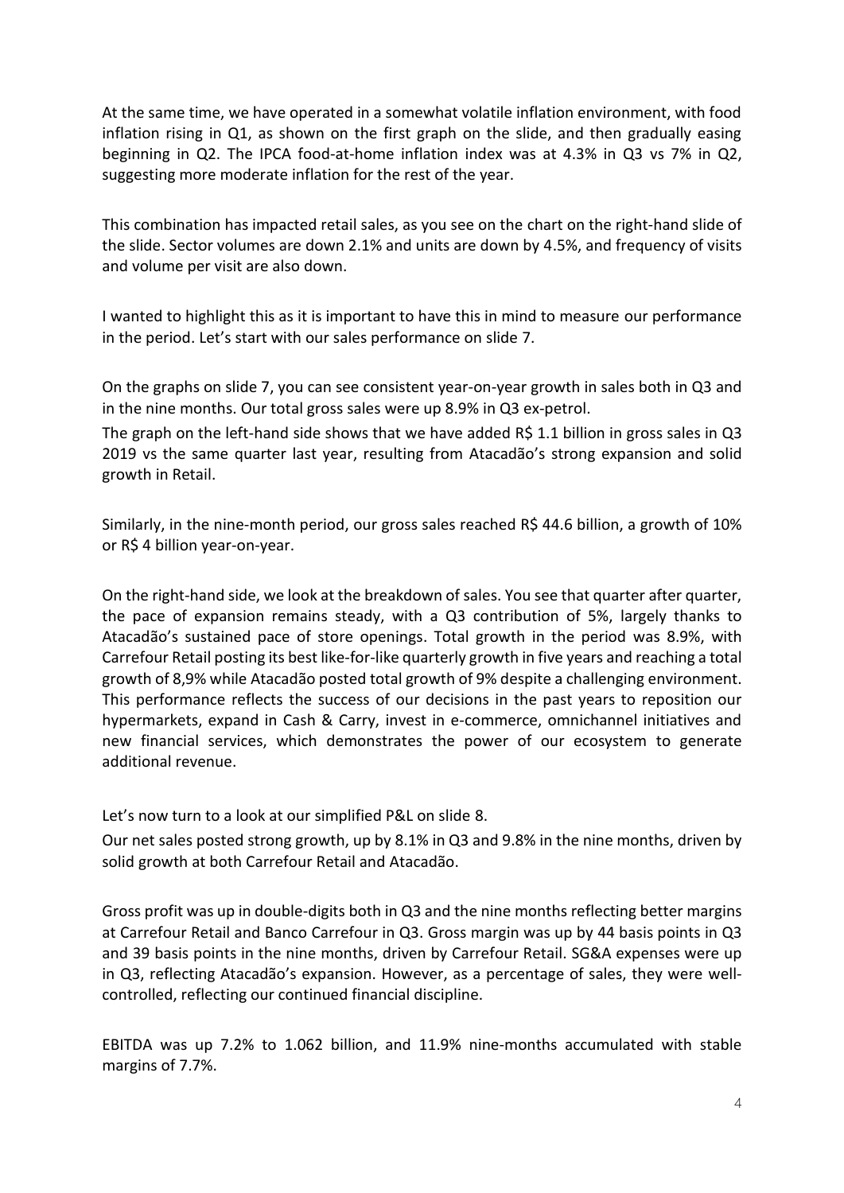At the same time, we have operated in a somewhat volatile inflation environment, with food inflation rising in Q1, as shown on the first graph on the slide, and then gradually easing beginning in Q2. The IPCA food-at-home inflation index was at 4.3% in Q3 vs 7% in Q2, suggesting more moderate inflation for the rest of the year.

This combination has impacted retail sales, as you see on the chart on the right-hand slide of the slide. Sector volumes are down 2.1% and units are down by 4.5%, and frequency of visits and volume per visit are also down.

I wanted to highlight this as it is important to have this in mind to measure our performance in the period. Let's start with our sales performance on slide 7.

On the graphs on slide 7, you can see consistent year-on-year growth in sales both in Q3 and in the nine months. Our total gross sales were up 8.9% in Q3 ex-petrol.

The graph on the left-hand side shows that we have added R$ 1.1 billion in gross sales in Q3 2019 vs the same quarter last year, resulting from Atacadão's strong expansion and solid growth in Retail.

Similarly, in the nine-month period, our gross sales reached R$ 44.6 billion, a growth of 10% or R$ 4 billion year-on-year.

On the right-hand side, we look at the breakdown of sales. You see that quarter after quarter, the pace of expansion remains steady, with a Q3 contribution of 5%, largely thanks to Atacadão's sustained pace of store openings. Total growth in the period was 8.9%, with Carrefour Retail posting its best like-for-like quarterly growth in five years and reaching a total growth of 8,9% while Atacadão posted total growth of 9% despite a challenging environment. This performance reflects the success of our decisions in the past years to reposition our hypermarkets, expand in Cash & Carry, invest in e-commerce, omnichannel initiatives and new financial services, which demonstrates the power of our ecosystem to generate additional revenue.

Let's now turn to a look at our simplified P&L on slide 8.

Our net sales posted strong growth, up by 8.1% in Q3 and 9.8% in the nine months, driven by solid growth at both Carrefour Retail and Atacadão.

Gross profit was up in double-digits both in Q3 and the nine months reflecting better margins at Carrefour Retail and Banco Carrefour in Q3. Gross margin was up by 44 basis points in Q3 and 39 basis points in the nine months, driven by Carrefour Retail. SG&A expenses were up in Q3, reflecting Atacadão's expansion. However, as a percentage of sales, they were well-controlled, reflecting our continued financial discipline.

EBITDA was up 7.2% to 1.062 billion, and 11.9% nine-months accumulated with stable margins of 7.7%.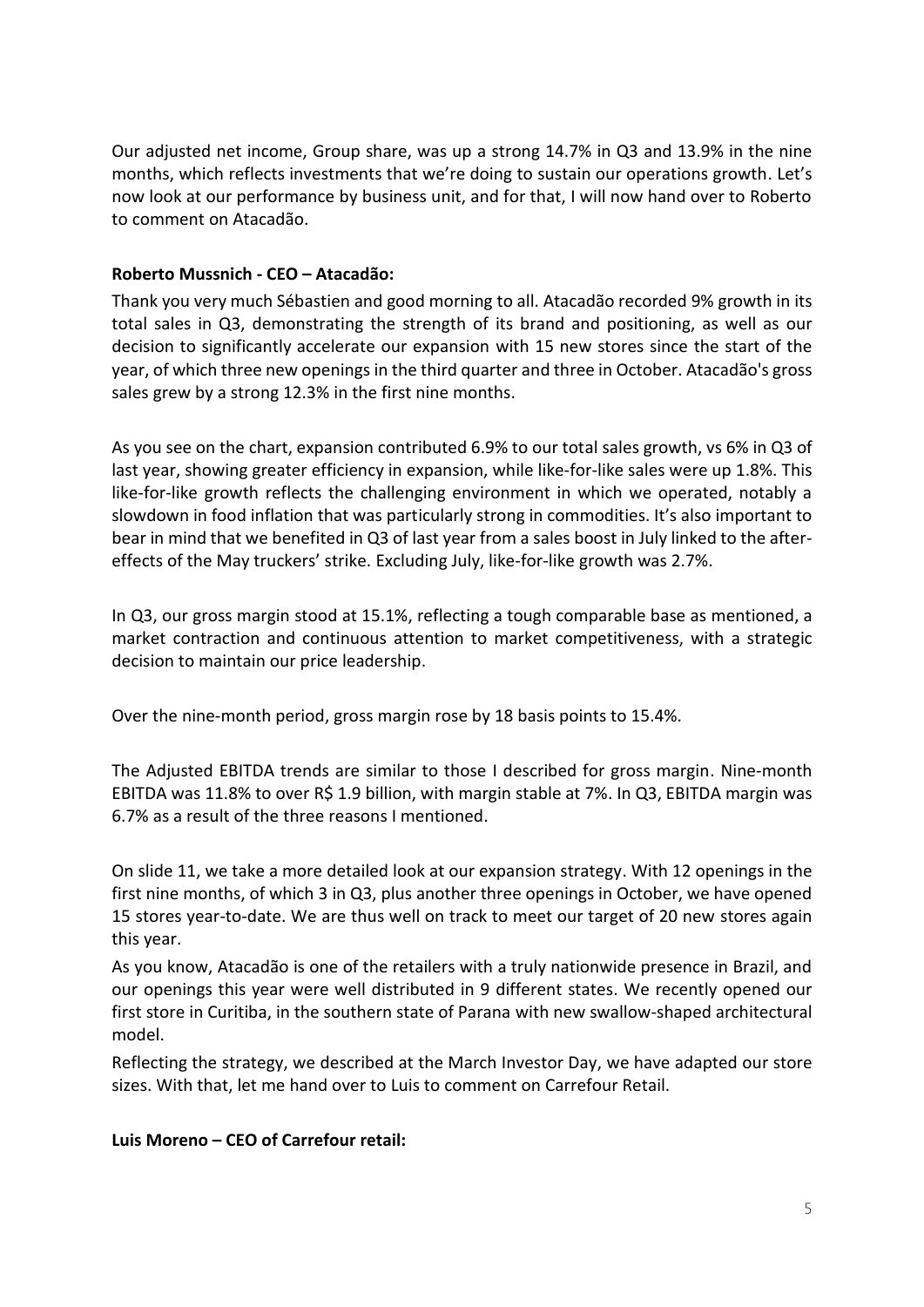Our adjusted net income, Group share, was up a strong 14.7% in Q3 and 13.9% in the nine months, which reflects investments that we're doing to sustain our operations growth. Let's now look at our performance by business unit, and for that, I will now hand over to Roberto to comment on Atacadão.

**Roberto Mussnich - CEO – Atacadão:**

Thank you very much Sébastien and good morning to all. Atacadão recorded 9% growth in its total sales in Q3, demonstrating the strength of its brand and positioning, as well as our decision to significantly accelerate our expansion with 15 new stores since the start of the year, of which three new openings in the third quarter and three in October. Atacadão's gross sales grew by a strong 12.3% in the first nine months.

As you see on the chart, expansion contributed 6.9% to our total sales growth, vs 6% in Q3 of last year, showing greater efficiency in expansion, while like-for-like sales were up 1.8%. This like-for-like growth reflects the challenging environment in which we operated, notably a slowdown in food inflation that was particularly strong in commodities. It's also important to bear in mind that we benefited in Q3 of last year from a sales boost in July linked to the after-effects of the May truckers' strike. Excluding July, like-for-like growth was 2.7%.

In Q3, our gross margin stood at 15.1%, reflecting a tough comparable base as mentioned, a market contraction and continuous attention to market competitiveness, with a strategic decision to maintain our price leadership.

Over the nine-month period, gross margin rose by 18 basis points to 15.4%.

The Adjusted EBITDA trends are similar to those I described for gross margin. Nine-month EBITDA was 11.8% to over R$ 1.9 billion, with margin stable at 7%. In Q3, EBITDA margin was 6.7% as a result of the three reasons I mentioned.

On slide 11, we take a more detailed look at our expansion strategy. With 12 openings in the first nine months, of which 3 in Q3, plus another three openings in October, we have opened 15 stores year-to-date. We are thus well on track to meet our target of 20 new stores again this year.

As you know, Atacadão is one of the retailers with a truly nationwide presence in Brazil, and our openings this year were well distributed in 9 different states. We recently opened our first store in Curitiba, in the southern state of Parana with new swallow-shaped architectural model.

Reflecting the strategy, we described at the March Investor Day, we have adapted our store sizes. With that, let me hand over to Luis to comment on Carrefour Retail.

**Luis Moreno – CEO of Carrefour retail:**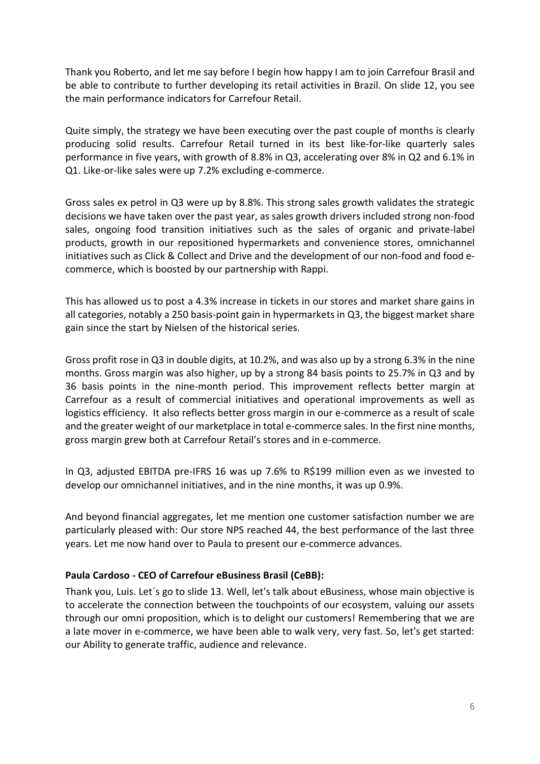Thank you Roberto, and let me say before I begin how happy I am to join Carrefour Brasil and be able to contribute to further developing its retail activities in Brazil. On slide 12, you see the main performance indicators for Carrefour Retail.

Quite simply, the strategy we have been executing over the past couple of months is clearly producing solid results. Carrefour Retail turned in its best like-for-like quarterly sales performance in five years, with growth of 8.8% in Q3, accelerating over 8% in Q2 and 6.1% in Q1. Like-or-like sales were up 7.2% excluding e-commerce.

Gross sales ex petrol in Q3 were up by 8.8%. This strong sales growth validates the strategic decisions we have taken over the past year, as sales growth drivers included strong non-food sales, ongoing food transition initiatives such as the sales of organic and private-label products, growth in our repositioned hypermarkets and convenience stores, omnichannel initiatives such as Click & Collect and Drive and the development of our non-food and food e-commerce, which is boosted by our partnership with Rappi.

This has allowed us to post a 4.3% increase in tickets in our stores and market share gains in all categories, notably a 250 basis-point gain in hypermarkets in Q3, the biggest market share gain since the start by Nielsen of the historical series.

Gross profit rose in Q3 in double digits, at 10.2%, and was also up by a strong 6.3% in the nine months. Gross margin was also higher, up by a strong 84 basis points to 25.7% in Q3 and by 36 basis points in the nine-month period. This improvement reflects better margin at Carrefour as a result of commercial initiatives and operational improvements as well as logistics efficiency. It also reflects better gross margin in our e-commerce as a result of scale and the greater weight of our marketplace in total e-commerce sales. In the first nine months, gross margin grew both at Carrefour Retail's stores and in e-commerce.

In Q3, adjusted EBITDA pre-IFRS 16 was up 7.6% to R$199 million even as we invested to develop our omnichannel initiatives, and in the nine months, it was up 0.9%.

And beyond financial aggregates, let me mention one customer satisfaction number we are particularly pleased with: Our store NPS reached 44, the best performance of the last three years. Let me now hand over to Paula to present our e-commerce advances.

**Paula Cardoso - CEO of Carrefour eBusiness Brasil (CeBB):**

Thank you, Luis. Let´s go to slide 13. Well, let's talk about eBusiness, whose main objective is to accelerate the connection between the touchpoints of our ecosystem, valuing our assets through our omni proposition, which is to delight our customers! Remembering that we are a late mover in e-commerce, we have been able to walk very, very fast. So, let's get started: our Ability to generate traffic, audience and relevance.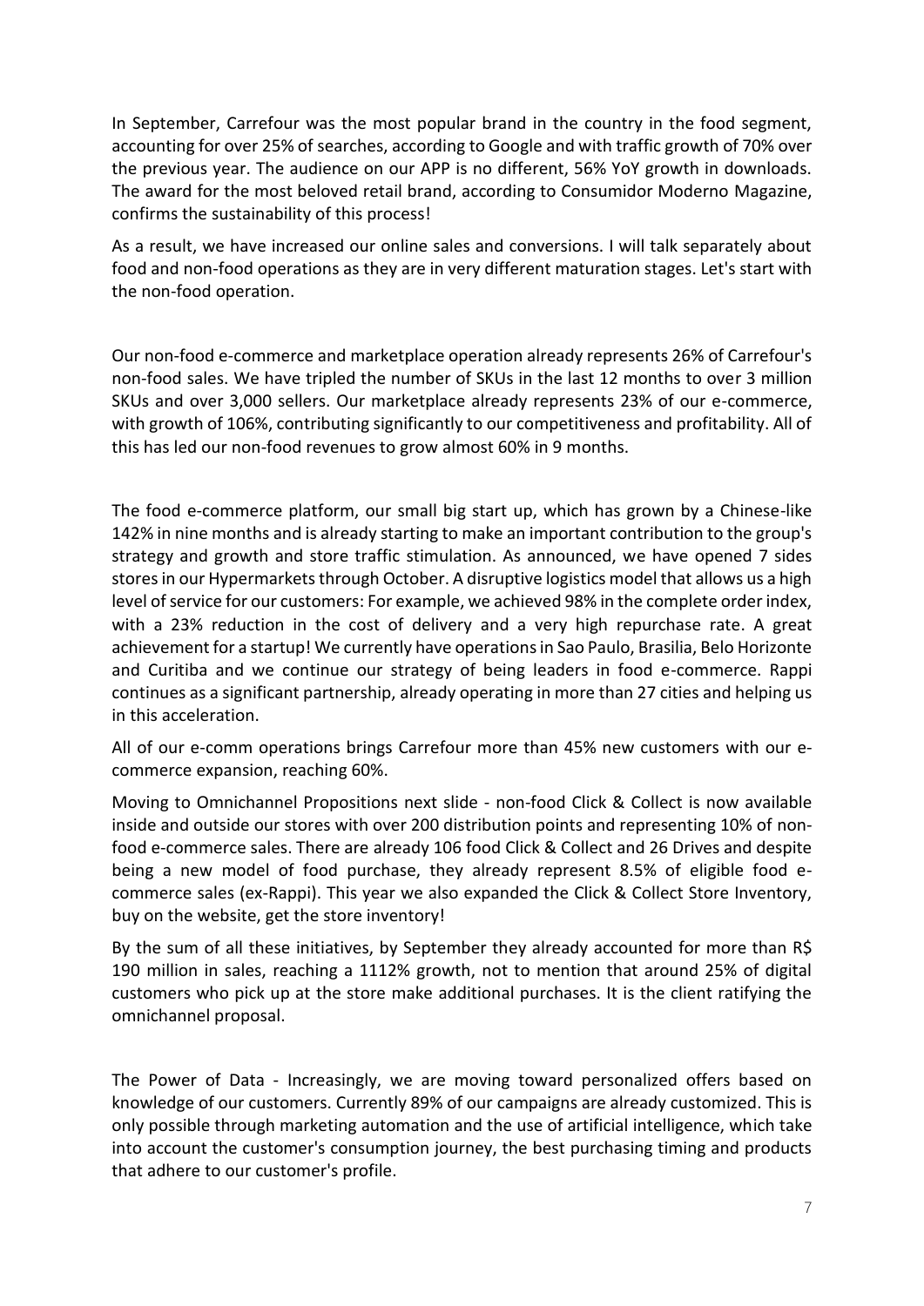In September, Carrefour was the most popular brand in the country in the food segment, accounting for over 25% of searches, according to Google and with traffic growth of 70% over the previous year. The audience on our APP is no different, 56% YoY growth in downloads. The award for the most beloved retail brand, according to Consumidor Moderno Magazine, confirms the sustainability of this process!

As a result, we have increased our online sales and conversions. I will talk separately about food and non-food operations as they are in very different maturation stages. Let's start with the non-food operation.

Our non-food e-commerce and marketplace operation already represents 26% of Carrefour's non-food sales. We have tripled the number of SKUs in the last 12 months to over 3 million SKUs and over 3,000 sellers. Our marketplace already represents 23% of our e-commerce, with growth of 106%, contributing significantly to our competitiveness and profitability. All of this has led our non-food revenues to grow almost 60% in 9 months.

The food e-commerce platform, our small big start up, which has grown by a Chinese-like 142% in nine months and is already starting to make an important contribution to the group's strategy and growth and store traffic stimulation. As announced, we have opened 7 sides stores in our Hypermarkets through October. A disruptive logistics model that allows us a high level of service for our customers: For example, we achieved 98% in the complete order index, with a 23% reduction in the cost of delivery and a very high repurchase rate. A great achievement for a startup! We currently have operations in Sao Paulo, Brasilia, Belo Horizonte and Curitiba and we continue our strategy of being leaders in food e-commerce. Rappi continues as a significant partnership, already operating in more than 27 cities and helping us in this acceleration.

All of our e-comm operations brings Carrefour more than 45% new customers with our e-commerce expansion, reaching 60%.

Moving to Omnichannel Propositions next slide - non-food Click & Collect is now available inside and outside our stores with over 200 distribution points and representing 10% of non-food e-commerce sales. There are already 106 food Click & Collect and 26 Drives and despite being a new model of food purchase, they already represent 8.5% of eligible food e-commerce sales (ex-Rappi). This year we also expanded the Click & Collect Store Inventory, buy on the website, get the store inventory!

By the sum of all these initiatives, by September they already accounted for more than R$ 190 million in sales, reaching a 1112% growth, not to mention that around 25% of digital customers who pick up at the store make additional purchases. It is the client ratifying the omnichannel proposal.

The Power of Data - Increasingly, we are moving toward personalized offers based on knowledge of our customers. Currently 89% of our campaigns are already customized. This is only possible through marketing automation and the use of artificial intelligence, which take into account the customer's consumption journey, the best purchasing timing and products that adhere to our customer's profile.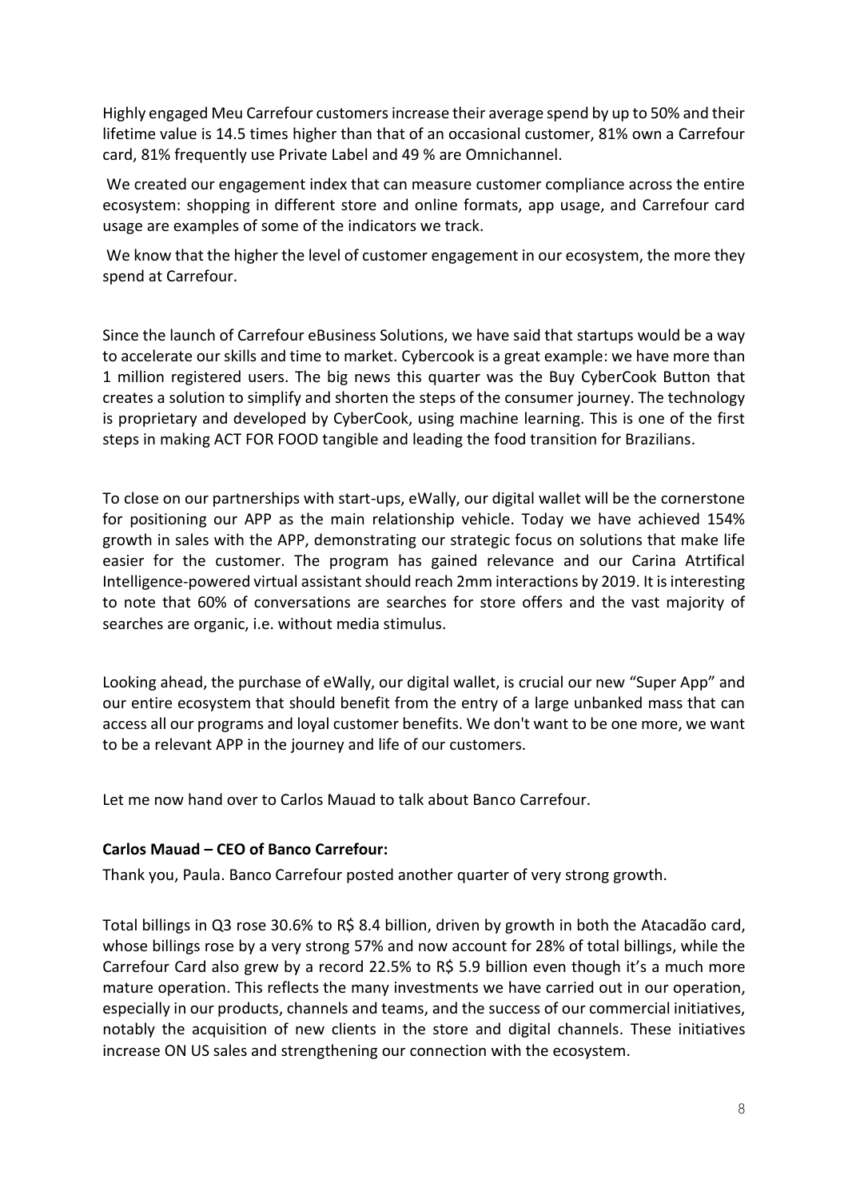Highly engaged Meu Carrefour customers increase their average spend by up to 50% and their lifetime value is 14.5 times higher than that of an occasional customer, 81% own a Carrefour card, 81% frequently use Private Label and 49 % are Omnichannel.

We created our engagement index that can measure customer compliance across the entire ecosystem: shopping in different store and online formats, app usage, and Carrefour card usage are examples of some of the indicators we track.

We know that the higher the level of customer engagement in our ecosystem, the more they spend at Carrefour.

Since the launch of Carrefour eBusiness Solutions, we have said that startups would be a way to accelerate our skills and time to market. Cybercook is a great example: we have more than 1 million registered users. The big news this quarter was the Buy CyberCook Button that creates a solution to simplify and shorten the steps of the consumer journey. The technology is proprietary and developed by CyberCook, using machine learning. This is one of the first steps in making ACT FOR FOOD tangible and leading the food transition for Brazilians.

To close on our partnerships with start-ups, eWally, our digital wallet will be the cornerstone for positioning our APP as the main relationship vehicle. Today we have achieved 154% growth in sales with the APP, demonstrating our strategic focus on solutions that make life easier for the customer. The program has gained relevance and our Carina Atrtifical Intelligence-powered virtual assistant should reach 2mm interactions by 2019. It is interesting to note that 60% of conversations are searches for store offers and the vast majority of searches are organic, i.e. without media stimulus.

Looking ahead, the purchase of eWally, our digital wallet, is crucial our new "Super App" and our entire ecosystem that should benefit from the entry of a large unbanked mass that can access all our programs and loyal customer benefits. We don't want to be one more, we want to be a relevant APP in the journey and life of our customers.

Let me now hand over to Carlos Mauad to talk about Banco Carrefour.

**Carlos Mauad – CEO of Banco Carrefour:**

Thank you, Paula. Banco Carrefour posted another quarter of very strong growth.

Total billings in Q3 rose 30.6% to R$ 8.4 billion, driven by growth in both the Atacadão card, whose billings rose by a very strong 57% and now account for 28% of total billings, while the Carrefour Card also grew by a record 22.5% to R$ 5.9 billion even though it's a much more mature operation. This reflects the many investments we have carried out in our operation, especially in our products, channels and teams, and the success of our commercial initiatives, notably the acquisition of new clients in the store and digital channels. These initiatives increase ON US sales and strengthening our connection with the ecosystem.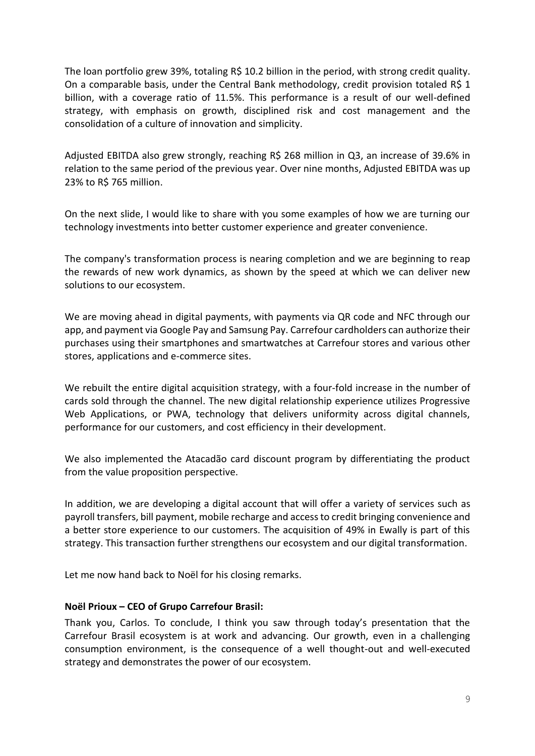The loan portfolio grew 39%, totaling R$ 10.2 billion in the period, with strong credit quality. On a comparable basis, under the Central Bank methodology, credit provision totaled R$ 1 billion, with a coverage ratio of 11.5%. This performance is a result of our well-defined strategy, with emphasis on growth, disciplined risk and cost management and the consolidation of a culture of innovation and simplicity.

Adjusted EBITDA also grew strongly, reaching R$ 268 million in Q3, an increase of 39.6% in relation to the same period of the previous year. Over nine months, Adjusted EBITDA was up 23% to R$ 765 million.

On the next slide, I would like to share with you some examples of how we are turning our technology investments into better customer experience and greater convenience.

The company's transformation process is nearing completion and we are beginning to reap the rewards of new work dynamics, as shown by the speed at which we can deliver new solutions to our ecosystem.

We are moving ahead in digital payments, with payments via QR code and NFC through our app, and payment via Google Pay and Samsung Pay. Carrefour cardholders can authorize their purchases using their smartphones and smartwatches at Carrefour stores and various other stores, applications and e-commerce sites.

We rebuilt the entire digital acquisition strategy, with a four-fold increase in the number of cards sold through the channel. The new digital relationship experience utilizes Progressive Web Applications, or PWA, technology that delivers uniformity across digital channels, performance for our customers, and cost efficiency in their development.

We also implemented the Atacadão card discount program by differentiating the product from the value proposition perspective.

In addition, we are developing a digital account that will offer a variety of services such as payroll transfers, bill payment, mobile recharge and access to credit bringing convenience and a better store experience to our customers. The acquisition of 49% in Ewally is part of this strategy. This transaction further strengthens our ecosystem and our digital transformation.

Let me now hand back to Noël for his closing remarks.

**Noël Prioux – CEO of Grupo Carrefour Brasil:**

Thank you, Carlos. To conclude, I think you saw through today's presentation that the Carrefour Brasil ecosystem is at work and advancing. Our growth, even in a challenging consumption environment, is the consequence of a well thought-out and well-executed strategy and demonstrates the power of our ecosystem.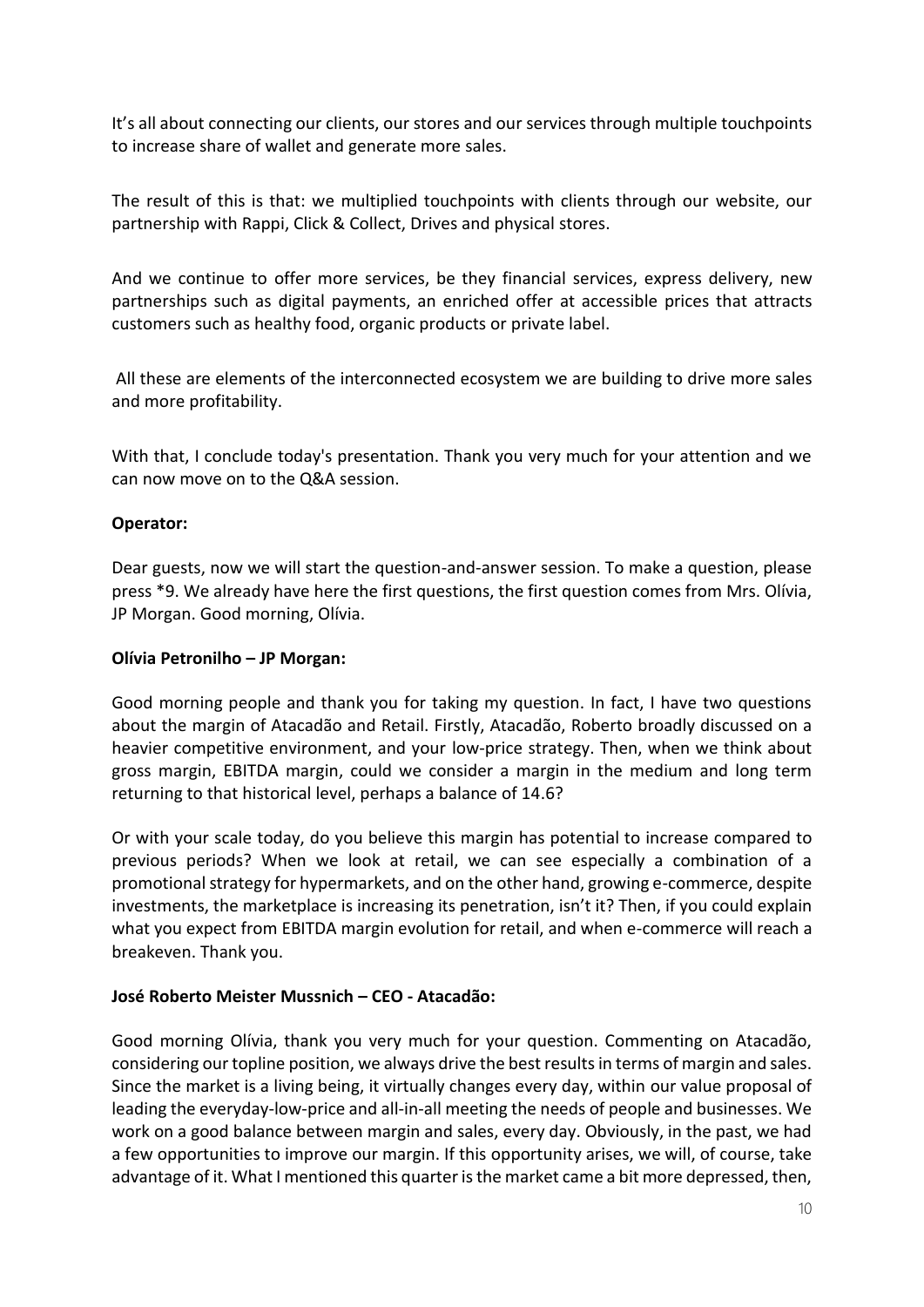It's all about connecting our clients, our stores and our services through multiple touchpoints to increase share of wallet and generate more sales.

The result of this is that: we multiplied touchpoints with clients through our website, our partnership with Rappi, Click & Collect, Drives and physical stores.

And we continue to offer more services, be they financial services, express delivery, new partnerships such as digital payments, an enriched offer at accessible prices that attracts customers such as healthy food, organic products or private label.

All these are elements of the interconnected ecosystem we are building to drive more sales and more profitability.

With that, I conclude today's presentation. Thank you very much for your attention and we can now move on to the Q&A session.

**Operator:**

Dear guests, now we will start the question-and-answer session. To make a question, please press *9. We already have here the first questions, the first question comes from Mrs. Olívia, JP Morgan. Good morning, Olívia.

**Olívia Petronilho – JP Morgan:**

Good morning people and thank you for taking my question. In fact, I have two questions about the margin of Atacadão and Retail. Firstly, Atacadão, Roberto broadly discussed on a heavier competitive environment, and your low-price strategy. Then, when we think about gross margin, EBITDA margin, could we consider a margin in the medium and long term returning to that historical level, perhaps a balance of 14.6?

Or with your scale today, do you believe this margin has potential to increase compared to previous periods? When we look at retail, we can see especially a combination of a promotional strategy for hypermarkets, and on the other hand, growing e-commerce, despite investments, the marketplace is increasing its penetration, isn't it? Then, if you could explain what you expect from EBITDA margin evolution for retail, and when e-commerce will reach a breakeven. Thank you.

**José Roberto Meister Mussnich – CEO - Atacadão:**

Good morning Olívia, thank you very much for your question. Commenting on Atacadão, considering our topline position, we always drive the best results in terms of margin and sales. Since the market is a living being, it virtually changes every day, within our value proposal of leading the everyday-low-price and all-in-all meeting the needs of people and businesses. We work on a good balance between margin and sales, every day. Obviously, in the past, we had a few opportunities to improve our margin. If this opportunity arises, we will, of course, take advantage of it. What I mentioned this quarter is the market came a bit more depressed, then,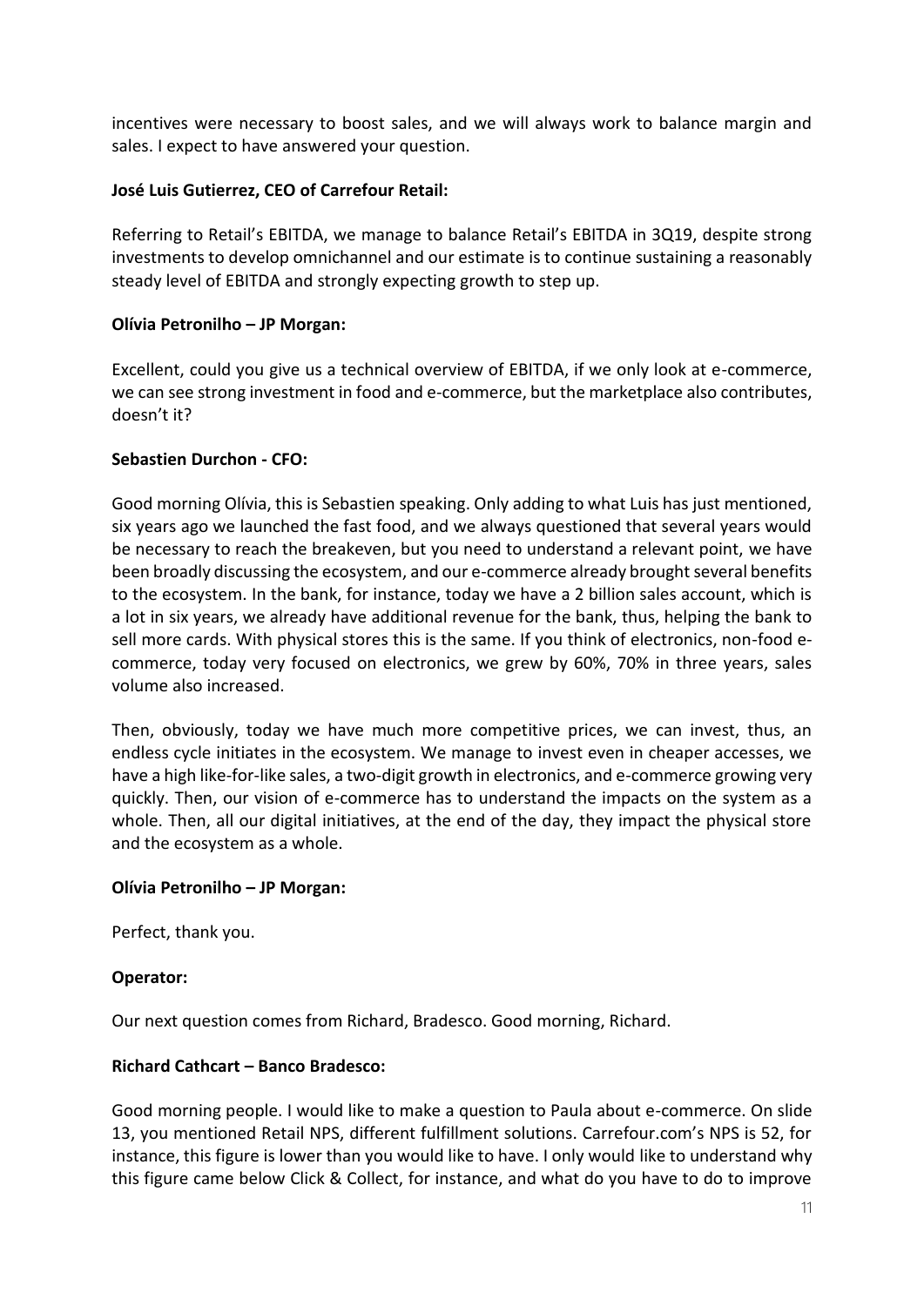incentives were necessary to boost sales, and we will always work to balance margin and sales. I expect to have answered your question.

**José Luis Gutierrez, CEO of Carrefour Retail:**

Referring to Retail's EBITDA, we manage to balance Retail's EBITDA in 3Q19, despite strong investments to develop omnichannel and our estimate is to continue sustaining a reasonably steady level of EBITDA and strongly expecting growth to step up.

**Olívia Petronilho – JP Morgan:**

Excellent, could you give us a technical overview of EBITDA, if we only look at e-commerce, we can see strong investment in food and e-commerce, but the marketplace also contributes, doesn't it?

**Sebastien Durchon - CFO:**

Good morning Olívia, this is Sebastien speaking. Only adding to what Luis has just mentioned, six years ago we launched the fast food, and we always questioned that several years would be necessary to reach the breakeven, but you need to understand a relevant point, we have been broadly discussing the ecosystem, and our e-commerce already brought several benefits to the ecosystem. In the bank, for instance, today we have a 2 billion sales account, which is a lot in six years, we already have additional revenue for the bank, thus, helping the bank to sell more cards. With physical stores this is the same. If you think of electronics, non-food e-commerce, today very focused on electronics, we grew by 60%, 70% in three years, sales volume also increased.

Then, obviously, today we have much more competitive prices, we can invest, thus, an endless cycle initiates in the ecosystem. We manage to invest even in cheaper accesses, we have a high like-for-like sales, a two-digit growth in electronics, and e-commerce growing very quickly. Then, our vision of e-commerce has to understand the impacts on the system as a whole. Then, all our digital initiatives, at the end of the day, they impact the physical store and the ecosystem as a whole.

**Olívia Petronilho – JP Morgan:**

Perfect, thank you.

**Operator:**

Our next question comes from Richard, Bradesco. Good morning, Richard.

**Richard Cathcart – Banco Bradesco:**

Good morning people. I would like to make a question to Paula about e-commerce. On slide 13, you mentioned Retail NPS, different fulfillment solutions. Carrefour.com's NPS is 52, for instance, this figure is lower than you would like to have. I only would like to understand why this figure came below Click & Collect, for instance, and what do you have to do to improve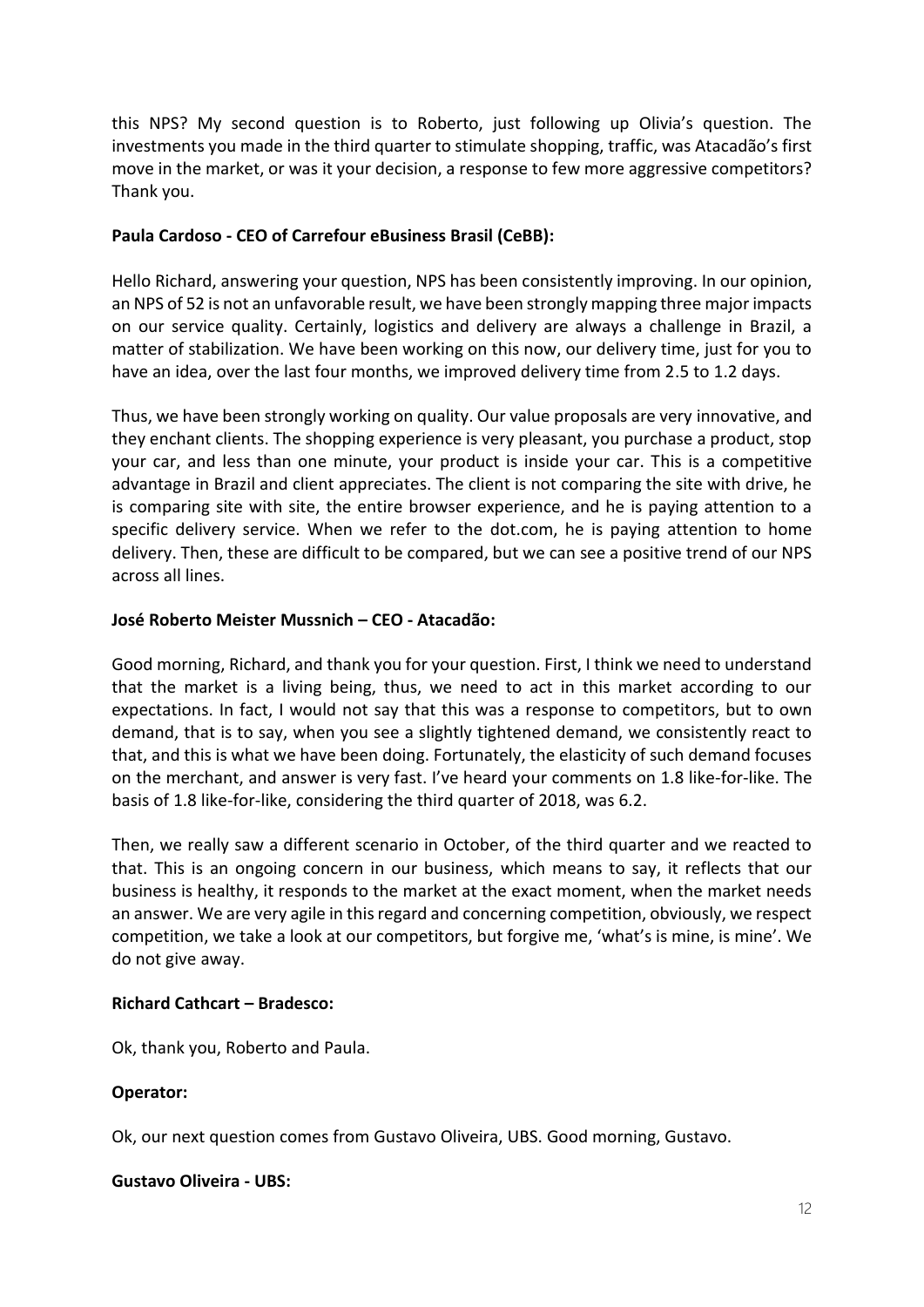this NPS? My second question is to Roberto, just following up Olivia's question. The investments you made in the third quarter to stimulate shopping, traffic, was Atacadão's first move in the market, or was it your decision, a response to few more aggressive competitors? Thank you.

**Paula Cardoso - CEO of Carrefour eBusiness Brasil (CeBB):**

Hello Richard, answering your question, NPS has been consistently improving. In our opinion, an NPS of 52 is not an unfavorable result, we have been strongly mapping three major impacts on our service quality. Certainly, logistics and delivery are always a challenge in Brazil, a matter of stabilization. We have been working on this now, our delivery time, just for you to have an idea, over the last four months, we improved delivery time from 2.5 to 1.2 days.

Thus, we have been strongly working on quality. Our value proposals are very innovative, and they enchant clients. The shopping experience is very pleasant, you purchase a product, stop your car, and less than one minute, your product is inside your car. This is a competitive advantage in Brazil and client appreciates. The client is not comparing the site with drive, he is comparing site with site, the entire browser experience, and he is paying attention to a specific delivery service. When we refer to the dot.com, he is paying attention to home delivery. Then, these are difficult to be compared, but we can see a positive trend of our NPS across all lines.

**José Roberto Meister Mussnich – CEO - Atacadão:**

Good morning, Richard, and thank you for your question. First, I think we need to understand that the market is a living being, thus, we need to act in this market according to our expectations. In fact, I would not say that this was a response to competitors, but to own demand, that is to say, when you see a slightly tightened demand, we consistently react to that, and this is what we have been doing. Fortunately, the elasticity of such demand focuses on the merchant, and answer is very fast. I've heard your comments on 1.8 like-for-like. The basis of 1.8 like-for-like, considering the third quarter of 2018, was 6.2.

Then, we really saw a different scenario in October, of the third quarter and we reacted to that. This is an ongoing concern in our business, which means to say, it reflects that our business is healthy, it responds to the market at the exact moment, when the market needs an answer. We are very agile in this regard and concerning competition, obviously, we respect competition, we take a look at our competitors, but forgive me, 'what's is mine, is mine'. We do not give away.

**Richard Cathcart – Bradesco:**

Ok, thank you, Roberto and Paula.

**Operator:**

Ok, our next question comes from Gustavo Oliveira, UBS. Good morning, Gustavo.

**Gustavo Oliveira - UBS:**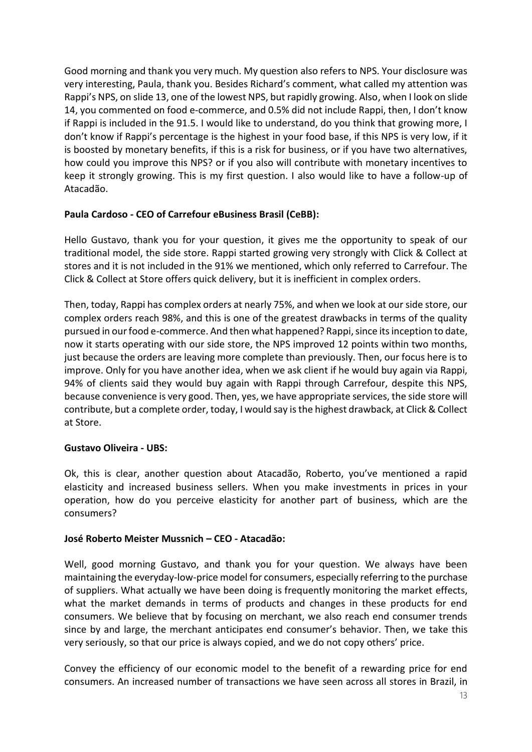Good morning and thank you very much. My question also refers to NPS. Your disclosure was very interesting, Paula, thank you. Besides Richard's comment, what called my attention was Rappi's NPS, on slide 13, one of the lowest NPS, but rapidly growing. Also, when I look on slide 14, you commented on food e-commerce, and 0.5% did not include Rappi, then, I don't know if Rappi is included in the 91.5. I would like to understand, do you think that growing more, I don't know if Rappi's percentage is the highest in your food base, if this NPS is very low, if it is boosted by monetary benefits, if this is a risk for business, or if you have two alternatives, how could you improve this NPS? or if you also will contribute with monetary incentives to keep it strongly growing. This is my first question. I also would like to have a follow-up of Atacadão.

**Paula Cardoso - CEO of Carrefour eBusiness Brasil (CeBB):**

Hello Gustavo, thank you for your question, it gives me the opportunity to speak of our traditional model, the side store. Rappi started growing very strongly with Click & Collect at stores and it is not included in the 91% we mentioned, which only referred to Carrefour. The Click & Collect at Store offers quick delivery, but it is inefficient in complex orders.

Then, today, Rappi has complex orders at nearly 75%, and when we look at our side store, our complex orders reach 98%, and this is one of the greatest drawbacks in terms of the quality pursued in our food e-commerce. And then what happened? Rappi, since its inception to date, now it starts operating with our side store, the NPS improved 12 points within two months, just because the orders are leaving more complete than previously. Then, our focus here is to improve. Only for you have another idea, when we ask client if he would buy again via Rappi, 94% of clients said they would buy again with Rappi through Carrefour, despite this NPS, because convenience is very good. Then, yes, we have appropriate services, the side store will contribute, but a complete order, today, I would say is the highest drawback, at Click & Collect at Store.

**Gustavo Oliveira - UBS:**

Ok, this is clear, another question about Atacadão, Roberto, you've mentioned a rapid elasticity and increased business sellers. When you make investments in prices in your operation, how do you perceive elasticity for another part of business, which are the consumers?

**José Roberto Meister Mussnich – CEO - Atacadão:**

Well, good morning Gustavo, and thank you for your question. We always have been maintaining the everyday-low-price model for consumers, especially referring to the purchase of suppliers. What actually we have been doing is frequently monitoring the market effects, what the market demands in terms of products and changes in these products for end consumers. We believe that by focusing on merchant, we also reach end consumer trends since by and large, the merchant anticipates end consumer's behavior. Then, we take this very seriously, so that our price is always copied, and we do not copy others' price.

Convey the efficiency of our economic model to the benefit of a rewarding price for end consumers. An increased number of transactions we have seen across all stores in Brazil, in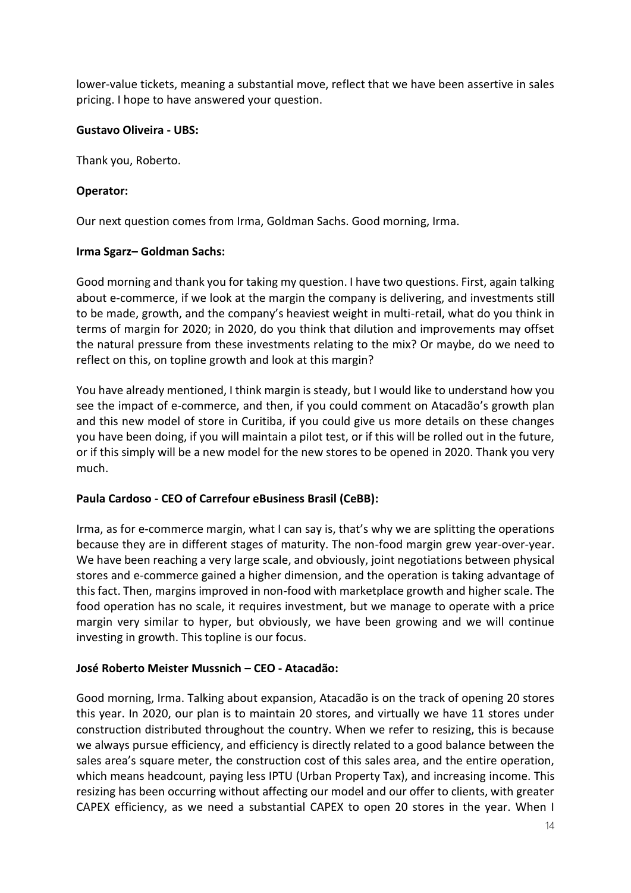lower-value tickets, meaning a substantial move, reflect that we have been assertive in sales pricing. I hope to have answered your question.

**Gustavo Oliveira - UBS:**

Thank you, Roberto.

**Operator:**

Our next question comes from Irma, Goldman Sachs. Good morning, Irma.

**Irma Sgarz– Goldman Sachs:**

Good morning and thank you for taking my question. I have two questions. First, again talking about e-commerce, if we look at the margin the company is delivering, and investments still to be made, growth, and the company's heaviest weight in multi-retail, what do you think in terms of margin for 2020; in 2020, do you think that dilution and improvements may offset the natural pressure from these investments relating to the mix? Or maybe, do we need to reflect on this, on topline growth and look at this margin?

You have already mentioned, I think margin is steady, but I would like to understand how you see the impact of e-commerce, and then, if you could comment on Atacadão's growth plan and this new model of store in Curitiba, if you could give us more details on these changes you have been doing, if you will maintain a pilot test, or if this will be rolled out in the future, or if this simply will be a new model for the new stores to be opened in 2020. Thank you very much.

**Paula Cardoso - CEO of Carrefour eBusiness Brasil (CeBB):**

Irma, as for e-commerce margin, what I can say is, that's why we are splitting the operations because they are in different stages of maturity. The non-food margin grew year-over-year. We have been reaching a very large scale, and obviously, joint negotiations between physical stores and e-commerce gained a higher dimension, and the operation is taking advantage of this fact. Then, margins improved in non-food with marketplace growth and higher scale. The food operation has no scale, it requires investment, but we manage to operate with a price margin very similar to hyper, but obviously, we have been growing and we will continue investing in growth. This topline is our focus.

**José Roberto Meister Mussnich – CEO - Atacadão:**

Good morning, Irma. Talking about expansion, Atacadão is on the track of opening 20 stores this year. In 2020, our plan is to maintain 20 stores, and virtually we have 11 stores under construction distributed throughout the country. When we refer to resizing, this is because we always pursue efficiency, and efficiency is directly related to a good balance between the sales area's square meter, the construction cost of this sales area, and the entire operation, which means headcount, paying less IPTU (Urban Property Tax), and increasing income. This resizing has been occurring without affecting our model and our offer to clients, with greater CAPEX efficiency, as we need a substantial CAPEX to open 20 stores in the year. When I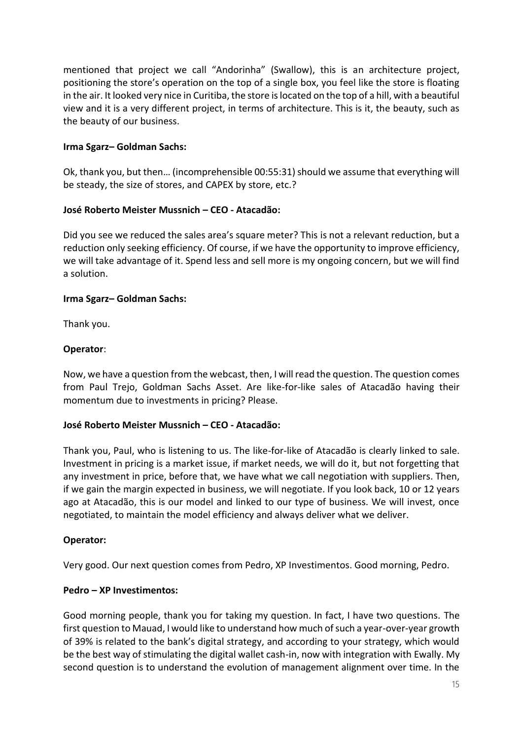mentioned that project we call "Andorinha" (Swallow), this is an architecture project, positioning the store's operation on the top of a single box, you feel like the store is floating in the air. It looked very nice in Curitiba, the store is located on the top of a hill, with a beautiful view and it is a very different project, in terms of architecture. This is it, the beauty, such as the beauty of our business.

**Irma Sgarz– Goldman Sachs:**

Ok, thank you, but then… (incomprehensible 00:55:31) should we assume that everything will be steady, the size of stores, and CAPEX by store, etc.?

**José Roberto Meister Mussnich – CEO - Atacadão:**

Did you see we reduced the sales area's square meter? This is not a relevant reduction, but a reduction only seeking efficiency. Of course, if we have the opportunity to improve efficiency, we will take advantage of it. Spend less and sell more is my ongoing concern, but we will find a solution.

**Irma Sgarz– Goldman Sachs:**

Thank you.

**Operator**:

Now, we have a question from the webcast, then, I will read the question. The question comes from Paul Trejo, Goldman Sachs Asset. Are like-for-like sales of Atacadão having their momentum due to investments in pricing? Please.

**José Roberto Meister Mussnich – CEO - Atacadão:**

Thank you, Paul, who is listening to us. The like-for-like of Atacadão is clearly linked to sale. Investment in pricing is a market issue, if market needs, we will do it, but not forgetting that any investment in price, before that, we have what we call negotiation with suppliers. Then, if we gain the margin expected in business, we will negotiate. If you look back, 10 or 12 years ago at Atacadão, this is our model and linked to our type of business. We will invest, once negotiated, to maintain the model efficiency and always deliver what we deliver.

**Operator:**

Very good. Our next question comes from Pedro, XP Investimentos. Good morning, Pedro.

**Pedro – XP Investimentos:**

Good morning people, thank you for taking my question. In fact, I have two questions. The first question to Mauad, I would like to understand how much of such a year-over-year growth of 39% is related to the bank's digital strategy, and according to your strategy, which would be the best way of stimulating the digital wallet cash-in, now with integration with Ewally. My second question is to understand the evolution of management alignment over time. In the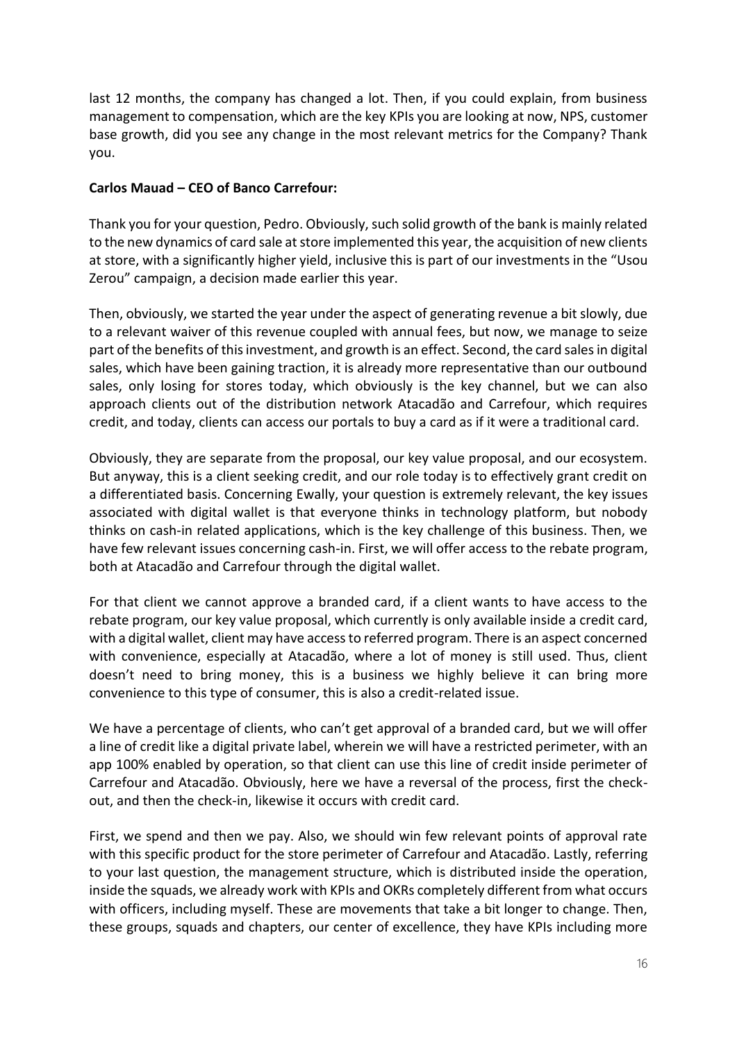last 12 months, the company has changed a lot. Then, if you could explain, from business management to compensation, which are the key KPIs you are looking at now, NPS, customer base growth, did you see any change in the most relevant metrics for the Company? Thank you.

**Carlos Mauad – CEO of Banco Carrefour:**

Thank you for your question, Pedro. Obviously, such solid growth of the bank is mainly related to the new dynamics of card sale at store implemented this year, the acquisition of new clients at store, with a significantly higher yield, inclusive this is part of our investments in the "Usou Zerou" campaign, a decision made earlier this year.

Then, obviously, we started the year under the aspect of generating revenue a bit slowly, due to a relevant waiver of this revenue coupled with annual fees, but now, we manage to seize part of the benefits of this investment, and growth is an effect. Second, the card sales in digital sales, which have been gaining traction, it is already more representative than our outbound sales, only losing for stores today, which obviously is the key channel, but we can also approach clients out of the distribution network Atacadão and Carrefour, which requires credit, and today, clients can access our portals to buy a card as if it were a traditional card.

Obviously, they are separate from the proposal, our key value proposal, and our ecosystem. But anyway, this is a client seeking credit, and our role today is to effectively grant credit on a differentiated basis. Concerning Ewally, your question is extremely relevant, the key issues associated with digital wallet is that everyone thinks in technology platform, but nobody thinks on cash-in related applications, which is the key challenge of this business. Then, we have few relevant issues concerning cash-in. First, we will offer access to the rebate program, both at Atacadão and Carrefour through the digital wallet.

For that client we cannot approve a branded card, if a client wants to have access to the rebate program, our key value proposal, which currently is only available inside a credit card, with a digital wallet, client may have access to referred program. There is an aspect concerned with convenience, especially at Atacadão, where a lot of money is still used. Thus, client doesn't need to bring money, this is a business we highly believe it can bring more convenience to this type of consumer, this is also a credit-related issue.

We have a percentage of clients, who can't get approval of a branded card, but we will offer a line of credit like a digital private label, wherein we will have a restricted perimeter, with an app 100% enabled by operation, so that client can use this line of credit inside perimeter of Carrefour and Atacadão. Obviously, here we have a reversal of the process, first the check-out, and then the check-in, likewise it occurs with credit card.

First, we spend and then we pay. Also, we should win few relevant points of approval rate with this specific product for the store perimeter of Carrefour and Atacadão. Lastly, referring to your last question, the management structure, which is distributed inside the operation, inside the squads, we already work with KPIs and OKRs completely different from what occurs with officers, including myself. These are movements that take a bit longer to change. Then, these groups, squads and chapters, our center of excellence, they have KPIs including more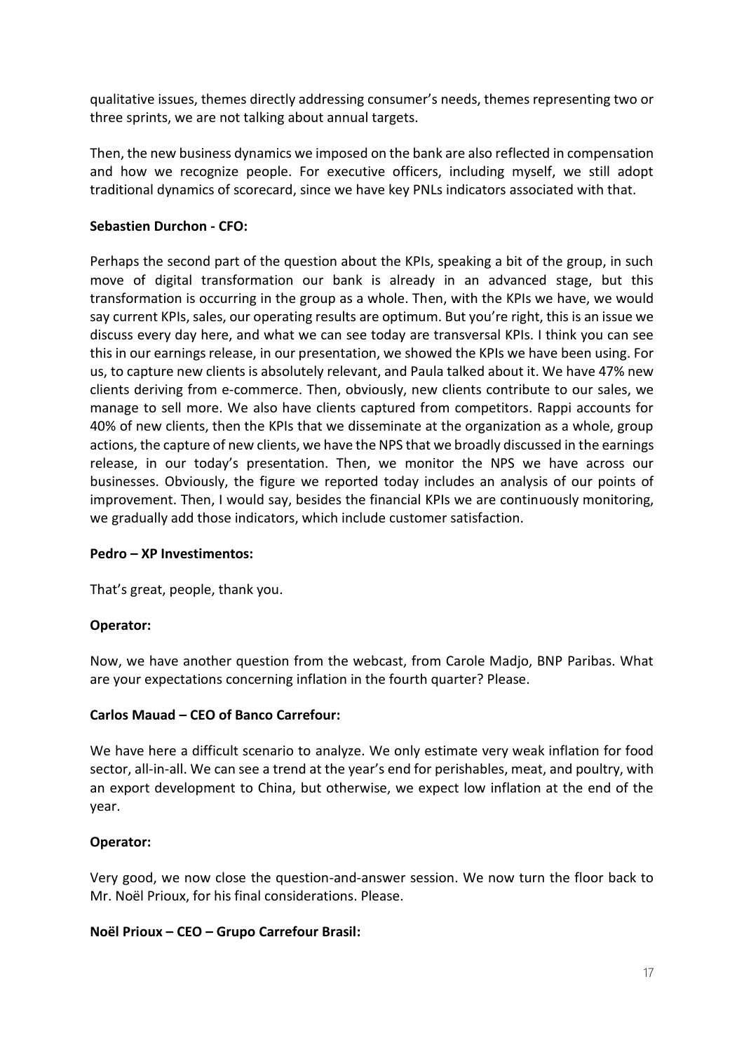qualitative issues, themes directly addressing consumer's needs, themes representing two or three sprints, we are not talking about annual targets.

Then, the new business dynamics we imposed on the bank are also reflected in compensation and how we recognize people. For executive officers, including myself, we still adopt traditional dynamics of scorecard, since we have key PNLs indicators associated with that.

**Sebastien Durchon - CFO:**

Perhaps the second part of the question about the KPIs, speaking a bit of the group, in such move of digital transformation our bank is already in an advanced stage, but this transformation is occurring in the group as a whole. Then, with the KPIs we have, we would say current KPIs, sales, our operating results are optimum. But you're right, this is an issue we discuss every day here, and what we can see today are transversal KPIs. I think you can see this in our earnings release, in our presentation, we showed the KPIs we have been using. For us, to capture new clients is absolutely relevant, and Paula talked about it. We have 47% new clients deriving from e-commerce. Then, obviously, new clients contribute to our sales, we manage to sell more. We also have clients captured from competitors. Rappi accounts for 40% of new clients, then the KPIs that we disseminate at the organization as a whole, group actions, the capture of new clients, we have the NPS that we broadly discussed in the earnings release, in our today's presentation. Then, we monitor the NPS we have across our businesses. Obviously, the figure we reported today includes an analysis of our points of improvement. Then, I would say, besides the financial KPIs we are continuously monitoring, we gradually add those indicators, which include customer satisfaction.

**Pedro – XP Investimentos:**

That's great, people, thank you.

**Operator:**

Now, we have another question from the webcast, from Carole Madjo, BNP Paribas. What are your expectations concerning inflation in the fourth quarter? Please.

**Carlos Mauad – CEO of Banco Carrefour:**

We have here a difficult scenario to analyze. We only estimate very weak inflation for food sector, all-in-all. We can see a trend at the year's end for perishables, meat, and poultry, with an export development to China, but otherwise, we expect low inflation at the end of the year.

**Operator:**

Very good, we now close the question-and-answer session. We now turn the floor back to Mr. Noël Prioux, for his final considerations. Please.

**Noël Prioux – CEO – Grupo Carrefour Brasil:**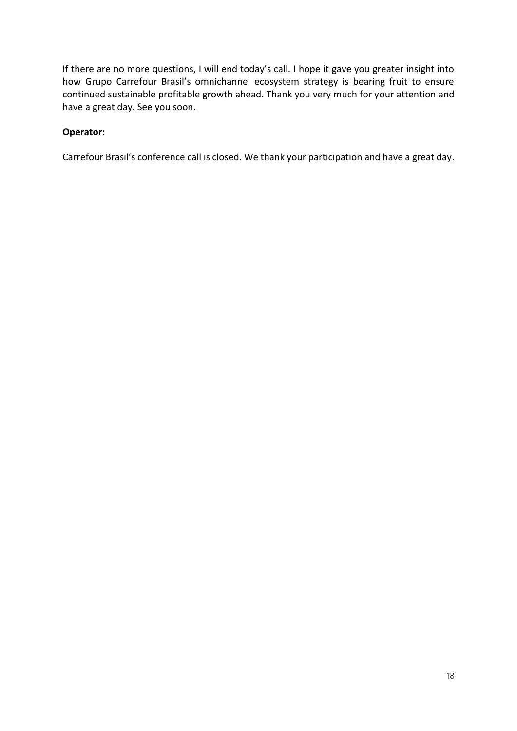If there are no more questions, I will end today's call. I hope it gave you greater insight into how Grupo Carrefour Brasil's omnichannel ecosystem strategy is bearing fruit to ensure continued sustainable profitable growth ahead. Thank you very much for your attention and have a great day. See you soon.

**Operator:**

Carrefour Brasil's conference call is closed. We thank your participation and have a great day.